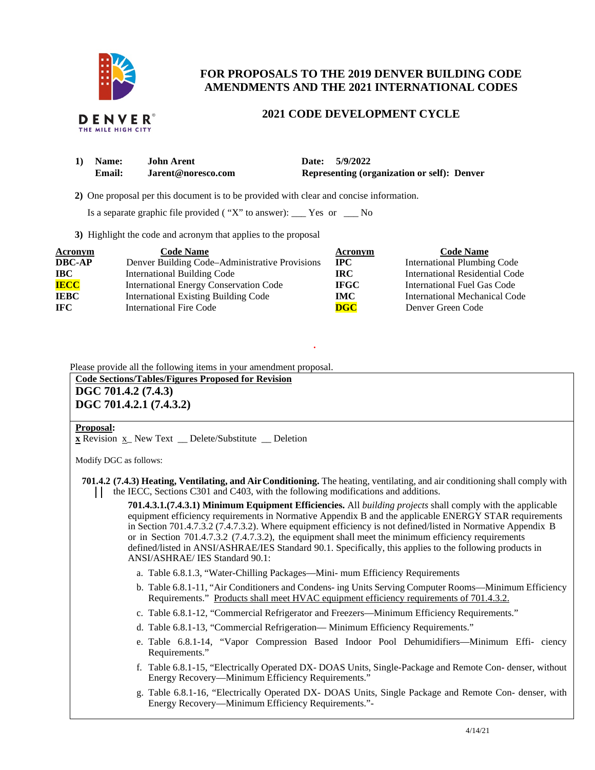DENVER
THE MILE HIGH CITY

# FOR PROPOSALS TO THE 2019 DENVER BUILDING CODE AMENDMENTS AND THE 2021 INTERNATIONAL CODES

## 2021 CODE DEVELOPMENT CYCLE

**1) Name:** **John Arent** **Date:** **5/9/2022**
**Email:** **Jarent@noresco.com** **Representing (organization or self): Denver**

**2)** One proposal per this document is to be provided with clear and concise information.

Is a separate graphic file provided ( "X" to answer): ___ Yes or ___ No

**3)** Highlight the code and acronym that applies to the proposal

| Acronym | Code Name | Acronym | Code Name |
|---|---|---|---|
| **DBC-AP** | Denver Building Code–Administrative Provisions | **IPC** | International Plumbing Code |
| **IBC** | International Building Code | **IRC** | International Residential Code |
| **IECC** | International Energy Conservation Code | **IFGC** | International Fuel Gas Code |
| **IEBC** | International Existing Building Code | **IMC** | International Mechanical Code |
| **IFC** | International Fire Code | **DGC** | Denver Green Code |

Please provide all the following items in your amendment proposal.

**Code Sections/Tables/Figures Proposed for Revision**

**DGC 701.4.2 (7.4.3)**
**DGC 701.4.2.1 (7.4.3.2)**

**Proposal:**
**x** Revision x_ New Text __ Delete/Substitute __ Deletion

Modify DGC as follows:

**701.4.2 (7.4.3) Heating, Ventilating, and Air Conditioning.** The heating, ventilating, and air conditioning shall comply with the IECC, Sections C301 and C403, with the following modifications and additions.

**701.4.3.1.(7.4.3.1) Minimum Equipment Efficiencies.** All *building projects* shall comply with the applicable equipment efficiency requirements in Normative Appendix B and the applicable ENERGY STAR requirements in Section 701.4.7.3.2 (7.4.7.3.2). Where equipment efficiency is not defined/listed in Normative Appendix B or in Section 701.4.7.3.2 (7.4.7.3.2), the equipment shall meet the minimum efficiency requirements defined/listed in ANSI/ASHRAE/IES Standard 90.1. Specifically, this applies to the following products in ANSI/ASHRAE/ IES Standard 90.1:

a. Table 6.8.1-3, "Water-Chilling Packages—Mini- mum Efficiency Requirements
b. Table 6.8.1-11, "Air Conditioners and Condens- ing Units Serving Computer Rooms—Minimum Efficiency Requirements." Products shall meet HVAC equipment efficiency requirements of 701.4.3.2.
c. Table 6.8.1-12, "Commercial Refrigerator and Freezers—Minimum Efficiency Requirements."
d. Table 6.8.1-13, "Commercial Refrigeration— Minimum Efficiency Requirements."
e. Table 6.8.1-14, "Vapor Compression Based Indoor Pool Dehumidifiers—Minimum Effi- ciency Requirements."
f. Table 6.8.1-15, "Electrically Operated DX- DOAS Units, Single-Package and Remote Con- denser, without Energy Recovery—Minimum Efficiency Requirements."
g. Table 6.8.1-16, "Electrically Operated DX- DOAS Units, Single Package and Remote Con- denser, with Energy Recovery—Minimum Efficiency Requirements."-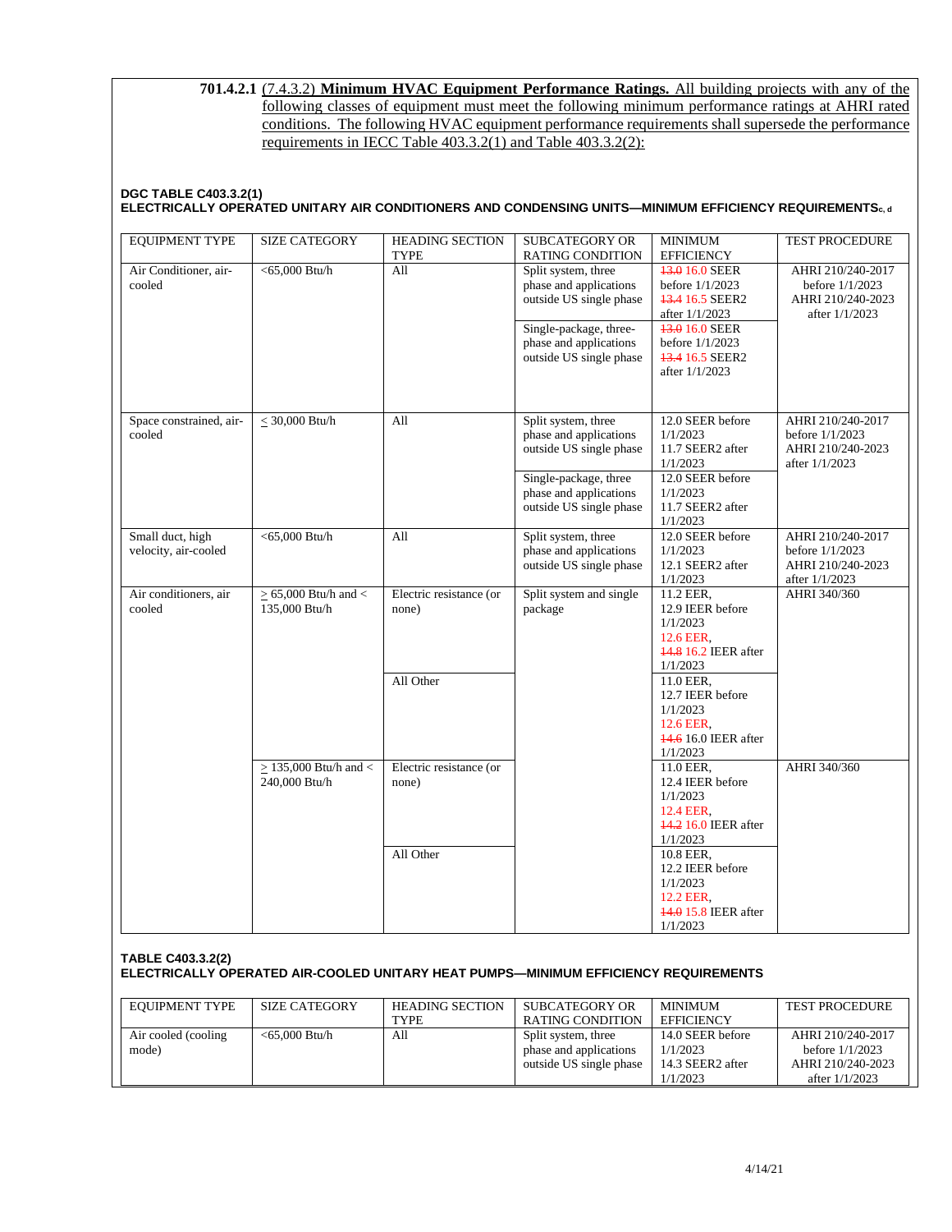**701.4.2.1** (7.4.3.2) **Minimum HVAC Equipment Performance Ratings.** All building projects with any of the following classes of equipment must meet the following minimum performance ratings at AHRI rated conditions. The following HVAC equipment performance requirements shall supersede the performance requirements in IECC Table 403.3.2(1) and Table 403.3.2(2):

**DGC TABLE C403.3.2(1)**
**ELECTRICALLY OPERATED UNITARY AIR CONDITIONERS AND CONDENSING UNITS—MINIMUM EFFICIENCY REQUIREMENTS[c, d]**

| EQUIPMENT TYPE | SIZE CATEGORY | HEADING SECTION TYPE | SUBCATEGORY OR RATING CONDITION | MINIMUM EFFICIENCY | TEST PROCEDURE |
|---|---|---|---|---|---|
| Air Conditioner, air-cooled | <65,000 Btu/h | All | Split system, three phase and applications outside US single phase | ~~13.0~~ 16.0 SEER before 1/1/2023 ~~13.4~~ 16.5 SEER2 after 1/1/2023 | AHRI 210/240-2017 before 1/1/2023 AHRI 210/240-2023 after 1/1/2023 |
| | | | Single-package, three-phase and applications outside US single phase | ~~13.0~~ 16.0 SEER before 1/1/2023 ~~13.4~~ 16.5 SEER2 after 1/1/2023 | |
| Space constrained, air-cooled | ≤ 30,000 Btu/h | All | Split system, three phase and applications outside US single phase | 12.0 SEER before 1/1/2023 11.7 SEER2 after 1/1/2023 | AHRI 210/240-2017 before 1/1/2023 AHRI 210/240-2023 after 1/1/2023 |
| | | | Single-package, three phase and applications outside US single phase | 12.0 SEER before 1/1/2023 11.7 SEER2 after 1/1/2023 | |
| Small duct, high velocity, air-cooled | <65,000 Btu/h | All | Split system, three phase and applications outside US single phase | 12.0 SEER before 1/1/2023 12.1 SEER2 after 1/1/2023 | AHRI 210/240-2017 before 1/1/2023 AHRI 210/240-2023 after 1/1/2023 |
| Air conditioners, air cooled | ≥ 65,000 Btu/h and < 135,000 Btu/h | Electric resistance (or none) | Split system and single package | 11.2 EER, 12.9 IEER before 1/1/2023 12.6 EER, ~~14.8~~ 16.2 IEER after 1/1/2023 | AHRI 340/360 |
| | | All Other | | 11.0 EER, 12.7 IEER before 1/1/2023 12.6 EER, ~~14.6~~ 16.0 IEER after 1/1/2023 | |
| | ≥ 135,000 Btu/h and < 240,000 Btu/h | Electric resistance (or none) | | 11.0 EER, 12.4 IEER before 1/1/2023 12.4 EER, ~~14.2~~ 16.0 IEER after 1/1/2023 | AHRI 340/360 |
| | | All Other | | 10.8 EER, 12.2 IEER before 1/1/2023 12.2 EER, ~~14.0~~ 15.8 IEER after 1/1/2023 | |

**TABLE C403.3.2(2)**
**ELECTRICALLY OPERATED AIR-COOLED UNITARY HEAT PUMPS—MINIMUM EFFICIENCY REQUIREMENTS**

| EQUIPMENT TYPE | SIZE CATEGORY | HEADING SECTION TYPE | SUBCATEGORY OR RATING CONDITION | MINIMUM EFFICIENCY | TEST PROCEDURE |
|---|---|---|---|---|---|
| Air cooled (cooling mode) | <65,000 Btu/h | All | Split system, three phase and applications outside US single phase | 14.0 SEER before 1/1/2023 14.3 SEER2 after 1/1/2023 | AHRI 210/240-2017 before 1/1/2023 AHRI 210/240-2023 after 1/1/2023 |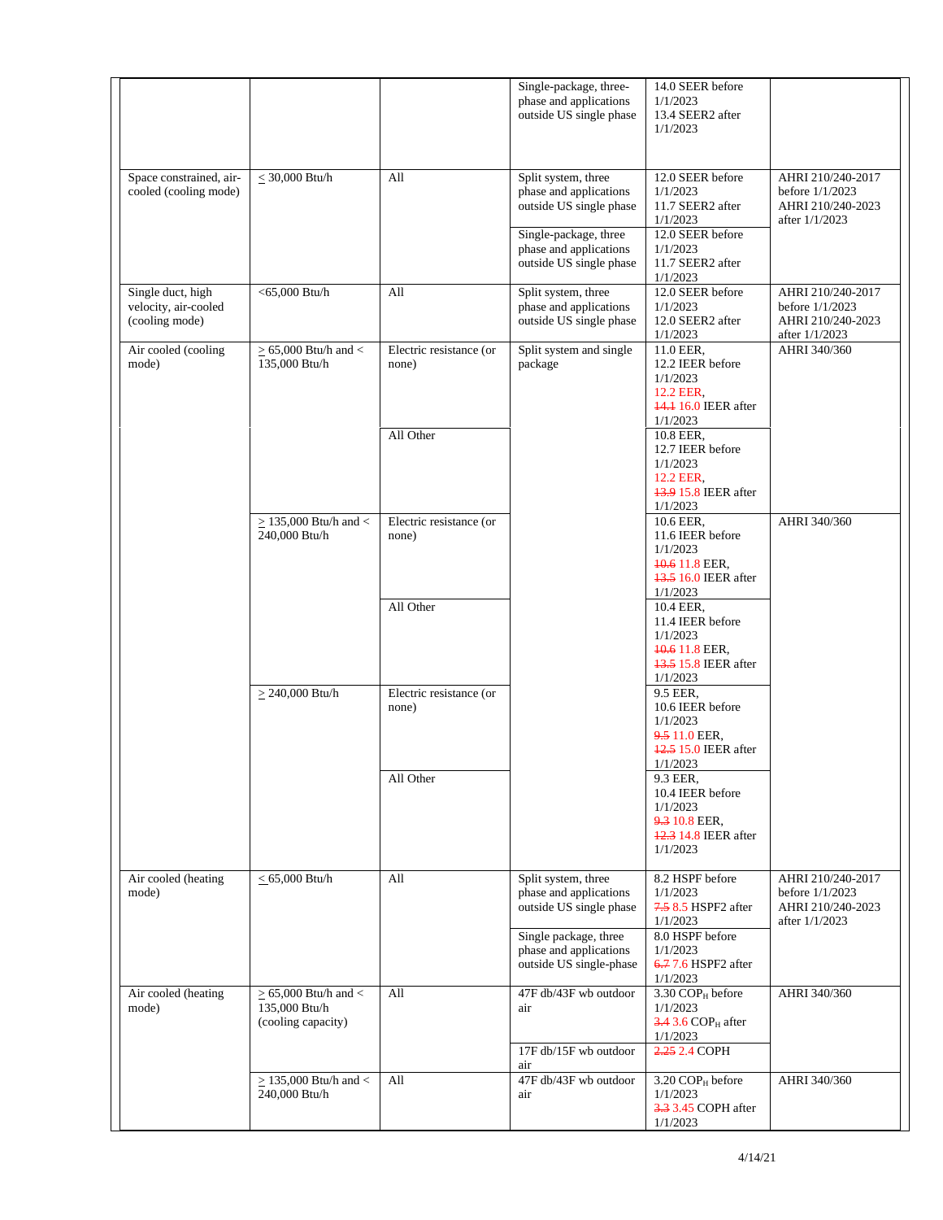| | | | | | |
|---|---|---|---|---|---|
| | | | Single-package, three-phase and applications outside US single phase | 14.0 SEER before 1/1/2023<br>13.4 SEER2 after 1/1/2023 | |
| Space constrained, air-cooled (cooling mode) | ≤ 30,000 Btu/h | All | Split system, three phase and applications outside US single phase | 12.0 SEER before 1/1/2023<br>11.7 SEER2 after 1/1/2023 | AHRI 210/240-2017 before 1/1/2023<br>AHRI 210/240-2023 after 1/1/2023 |
| | | | Single-package, three phase and applications outside US single phase | 12.0 SEER before 1/1/2023<br>11.7 SEER2 after 1/1/2023 | |
| Single duct, high velocity, air-cooled (cooling mode) | <65,000 Btu/h | All | Split system, three phase and applications outside US single phase | 12.0 SEER before 1/1/2023<br>12.0 SEER2 after 1/1/2023 | AHRI 210/240-2017 before 1/1/2023<br>AHRI 210/240-2023 after 1/1/2023 |
| Air cooled (cooling mode) | ≥ 65,000 Btu/h and < 135,000 Btu/h | Electric resistance (or none) | Split system and single package | 11.0 EER,<br>12.2 IEER before 1/1/2023<br>12.2 EER,<br>~~14.1~~ 16.0 IEER after 1/1/2023 | AHRI 340/360 |
| | | All Other | | 10.8 EER,<br>12.7 IEER before 1/1/2023<br>12.2 EER,<br>~~13.9~~ 15.8 IEER after 1/1/2023 | |
| | ≥ 135,000 Btu/h and < 240,000 Btu/h | Electric resistance (or none) | | 10.6 EER,<br>11.6 IEER before 1/1/2023<br>~~10.6~~ 11.8 EER,<br>~~13.5~~ 16.0 IEER after 1/1/2023 | AHRI 340/360 |
| | | All Other | | 10.4 EER,<br>11.4 IEER before 1/1/2023<br>~~10.6~~ 11.8 EER,<br>~~13.5~~ 15.8 IEER after 1/1/2023 | |
| | ≥ 240,000 Btu/h | Electric resistance (or none) | | 9.5 EER,<br>10.6 IEER before 1/1/2023<br>~~9.5~~ 11.0 EER,<br>~~12.5~~ 15.0 IEER after 1/1/2023 | |
| | | All Other | | 9.3 EER,<br>10.4 IEER before 1/1/2023<br>~~9.3~~ 10.8 EER,<br>~~12.3~~ 14.8 IEER after 1/1/2023 | |
| Air cooled (heating mode) | ≤ 65,000 Btu/h | All | Split system, three phase and applications outside US single phase | 8.2 HSPF before 1/1/2023<br>~~7.5~~ 8.5 HSPF2 after 1/1/2023 | AHRI 210/240-2017 before 1/1/2023<br>AHRI 210/240-2023 after 1/1/2023 |
| | | | Single package, three phase and applications outside US single-phase | 8.0 HSPF before 1/1/2023<br>~~6.7~~ 7.6 HSPF2 after 1/1/2023 | |
| Air cooled (heating mode) | ≥ 65,000 Btu/h and < 135,000 Btu/h (cooling capacity) | All | 47F db/43F wb outdoor air | 3.30 $COP_H$ before 1/1/2023<br>~~3.4~~ 3.6 $COP_H$ after 1/1/2023 | AHRI 340/360 |
| | | | 17F db/15F wb outdoor air | ~~2.25~~ 2.4 COPH | |
| | ≥ 135,000 Btu/h and < 240,000 Btu/h | All | 47F db/43F wb outdoor air | 3.20 $COP_H$ before 1/1/2023<br>~~3.3~~ 3.45 COPH after 1/1/2023 | AHRI 340/360 |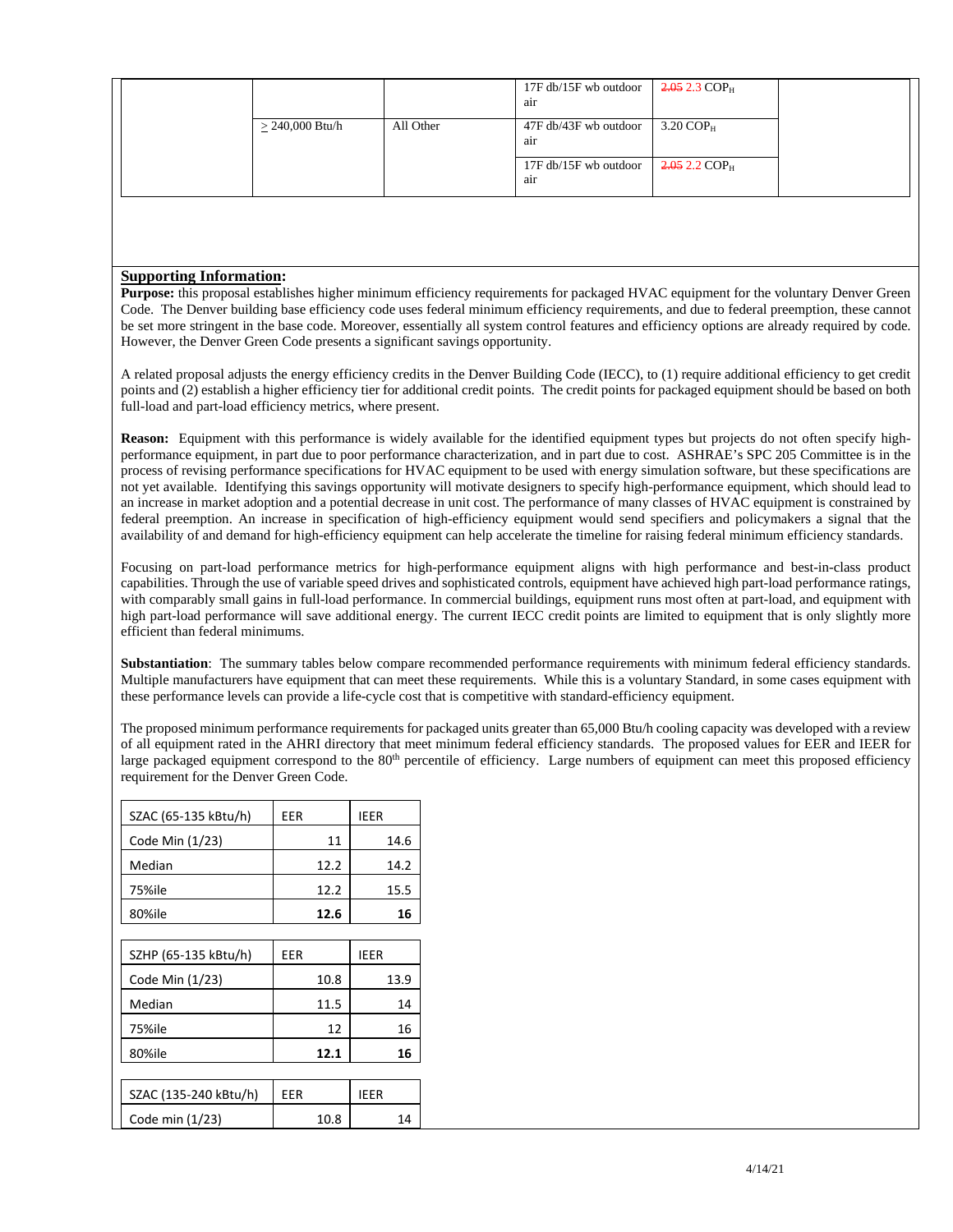| | | | 17F db/15F wb outdoor air | ~~2.05~~ 2.3 $COP_H$ | |
|---|---|---|---|---|---|
| | ≥ 240,000 Btu/h | All Other | 47F db/43F wb outdoor air | 3.20 $COP_H$ | |
| | | | 17F db/15F wb outdoor air | ~~2.05~~ 2.2 $COP_H$ | |

## Supporting Information:

**Purpose:** this proposal establishes higher minimum efficiency requirements for packaged HVAC equipment for the voluntary Denver Green Code. The Denver building base efficiency code uses federal minimum efficiency requirements, and due to federal preemption, these cannot be set more stringent in the base code. Moreover, essentially all system control features and efficiency options are already required by code. However, the Denver Green Code presents a significant savings opportunity.

A related proposal adjusts the energy efficiency credits in the Denver Building Code (IECC), to (1) require additional efficiency to get credit points and (2) establish a higher efficiency tier for additional credit points. The credit points for packaged equipment should be based on both full-load and part-load efficiency metrics, where present.

**Reason:** Equipment with this performance is widely available for the identified equipment types but projects do not often specify high-performance equipment, in part due to poor performance characterization, and in part due to cost. ASHRAE's SPC 205 Committee is in the process of revising performance specifications for HVAC equipment to be used with energy simulation software, but these specifications are not yet available. Identifying this savings opportunity will motivate designers to specify high-performance equipment, which should lead to an increase in market adoption and a potential decrease in unit cost. The performance of many classes of HVAC equipment is constrained by federal preemption. An increase in specification of high-efficiency equipment would send specifiers and policymakers a signal that the availability of and demand for high-efficiency equipment can help accelerate the timeline for raising federal minimum efficiency standards.

Focusing on part-load performance metrics for high-performance equipment aligns with high performance and best-in-class product capabilities. Through the use of variable speed drives and sophisticated controls, equipment have achieved high part-load performance ratings, with comparably small gains in full-load performance. In commercial buildings, equipment runs most often at part-load, and equipment with high part-load performance will save additional energy. The current IECC credit points are limited to equipment that is only slightly more efficient than federal minimums.

**Substantiation**: The summary tables below compare recommended performance requirements with minimum federal efficiency standards. Multiple manufacturers have equipment that can meet these requirements. While this is a voluntary Standard, in some cases equipment with these performance levels can provide a life-cycle cost that is competitive with standard-efficiency equipment.

The proposed minimum performance requirements for packaged units greater than 65,000 Btu/h cooling capacity was developed with a review of all equipment rated in the AHRI directory that meet minimum federal efficiency standards. The proposed values for EER and IEER for large packaged equipment correspond to the 80th percentile of efficiency. Large numbers of equipment can meet this proposed efficiency requirement for the Denver Green Code.

| SZAC (65-135 kBtu/h) | EER | IEER |
|---|---|---|
| Code Min (1/23) | 11 | 14.6 |
| Median | 12.2 | 14.2 |
| 75%ile | 12.2 | 15.5 |
| 80%ile | **12.6** | **16** |

| SZHP (65-135 kBtu/h) | EER | IEER |
|---|---|---|
| Code Min (1/23) | 10.8 | 13.9 |
| Median | 11.5 | 14 |
| 75%ile | 12 | 16 |
| 80%ile | **12.1** | **16** |

| SZAC (135-240 kBtu/h) | EER | IEER |
|---|---|---|
| Code min (1/23) | 10.8 | 14 |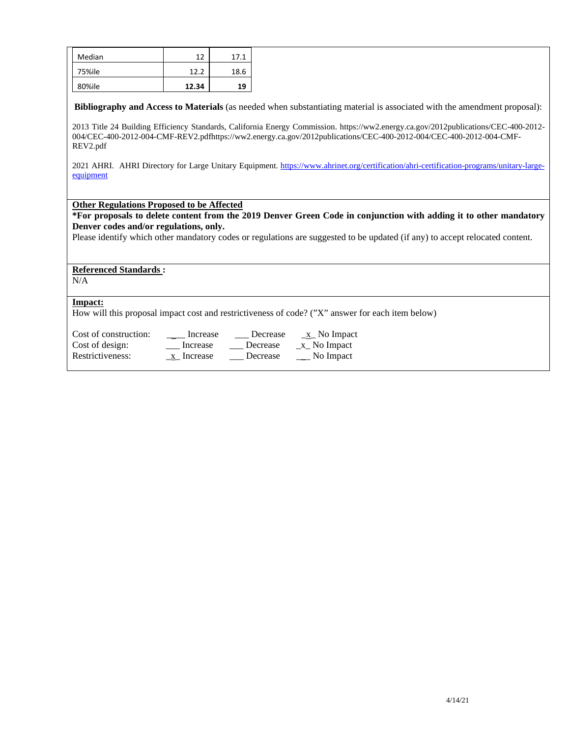| | | |
|---|---|---|
| Median | 12 | 17.1 |
| 75%ile | 12.2 | 18.6 |
| 80%ile | **12.34** | **19** |

**Bibliography and Access to Materials** (as needed when substantiating material is associated with the amendment proposal):

2013 Title 24 Building Efficiency Standards, California Energy Commission. https://ww2.energy.ca.gov/2012publications/CEC-400-2012-004/CEC-400-2012-004-CMF-REV2.pdfhttps://ww2.energy.ca.gov/2012publications/CEC-400-2012-004/CEC-400-2012-004-CMF-REV2.pdf

2021 AHRI. AHRI Directory for Large Unitary Equipment. [https://www.ahrinet.org/certification/ahri-certification-programs/unitary-large-equipment](https://www.ahrinet.org/certification/ahri-certification-programs/unitary-large-equipment)

**Other Regulations Proposed to be Affected**

***For proposals to delete content from the 2019 Denver Green Code in conjunction with adding it to other mandatory Denver codes and/or regulations, only.**

Please identify which other mandatory codes or regulations are suggested to be updated (if any) to accept relocated content.

**Referenced Standards :**

N/A

**Impact:**

How will this proposal impact cost and restrictiveness of code? ("X" answer for each item below)

| | | | |
|---|---|---|---|
| Cost of construction: | ___ Increase | ___ Decrease | _x_ No Impact |
| Cost of design: | ___ Increase | ___ Decrease | _x_ No Impact |
| Restrictiveness: | _x_ Increase | ___ Decrease | ___ No Impact |